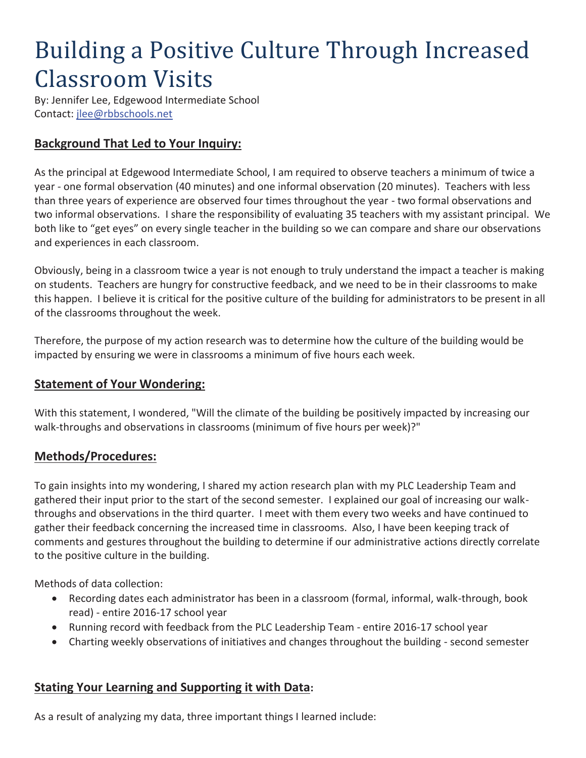# Building a Positive Culture Through Increased Classroom Visits

By: Jennifer Lee, Edgewood Intermediate School
Contact: jlee@rbbschools.net

## Background That Led to Your Inquiry:

As the principal at Edgewood Intermediate School, I am required to observe teachers a minimum of twice a year - one formal observation (40 minutes) and one informal observation (20 minutes). Teachers with less than three years of experience are observed four times throughout the year - two formal observations and two informal observations. I share the responsibility of evaluating 35 teachers with my assistant principal. We both like to "get eyes" on every single teacher in the building so we can compare and share our observations and experiences in each classroom.

Obviously, being in a classroom twice a year is not enough to truly understand the impact a teacher is making on students. Teachers are hungry for constructive feedback, and we need to be in their classrooms to make this happen. I believe it is critical for the positive culture of the building for administrators to be present in all of the classrooms throughout the week.

Therefore, the purpose of my action research was to determine how the culture of the building would be impacted by ensuring we were in classrooms a minimum of five hours each week.

## Statement of Your Wondering:

With this statement, I wondered, "Will the climate of the building be positively impacted by increasing our walk-throughs and observations in classrooms (minimum of five hours per week)?"

## Methods/Procedures:

To gain insights into my wondering, I shared my action research plan with my PLC Leadership Team and gathered their input prior to the start of the second semester. I explained our goal of increasing our walk-throughs and observations in the third quarter. I meet with them every two weeks and have continued to gather their feedback concerning the increased time in classrooms. Also, I have been keeping track of comments and gestures throughout the building to determine if our administrative actions directly correlate to the positive culture in the building.

Methods of data collection:

- Recording dates each administrator has been in a classroom (formal, informal, walk-through, book read) - entire 2016-17 school year
- Running record with feedback from the PLC Leadership Team - entire 2016-17 school year
- Charting weekly observations of initiatives and changes throughout the building - second semester

## Stating Your Learning and Supporting it with Data:

As a result of analyzing my data, three important things I learned include: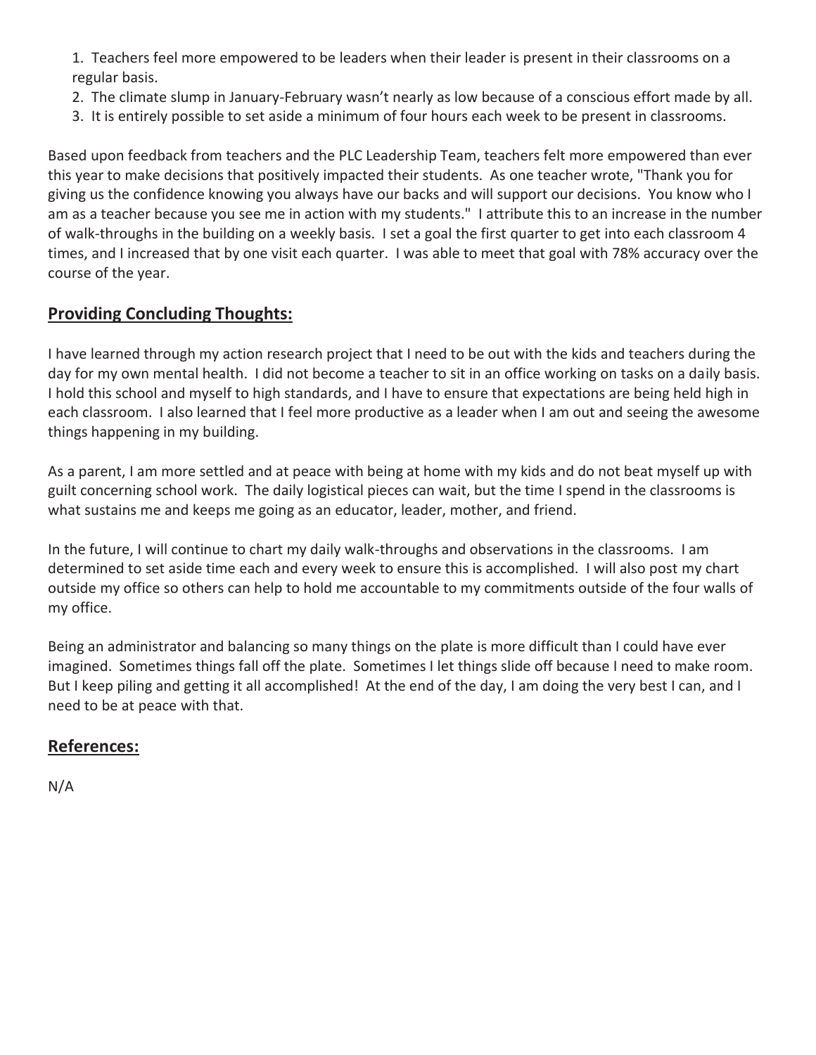1. Teachers feel more empowered to be leaders when their leader is present in their classrooms on a regular basis.
2. The climate slump in January-February wasn't nearly as low because of a conscious effort made by all.
3. It is entirely possible to set aside a minimum of four hours each week to be present in classrooms.

Based upon feedback from teachers and the PLC Leadership Team, teachers felt more empowered than ever this year to make decisions that positively impacted their students. As one teacher wrote, "Thank you for giving us the confidence knowing you always have our backs and will support our decisions. You know who I am as a teacher because you see me in action with my students." I attribute this to an increase in the number of walk-throughs in the building on a weekly basis. I set a goal the first quarter to get into each classroom 4 times, and I increased that by one visit each quarter. I was able to meet that goal with 78% accuracy over the course of the year.

## Providing Concluding Thoughts:

I have learned through my action research project that I need to be out with the kids and teachers during the day for my own mental health. I did not become a teacher to sit in an office working on tasks on a daily basis. I hold this school and myself to high standards, and I have to ensure that expectations are being held high in each classroom. I also learned that I feel more productive as a leader when I am out and seeing the awesome things happening in my building.

As a parent, I am more settled and at peace with being at home with my kids and do not beat myself up with guilt concerning school work. The daily logistical pieces can wait, but the time I spend in the classrooms is what sustains me and keeps me going as an educator, leader, mother, and friend.

In the future, I will continue to chart my daily walk-throughs and observations in the classrooms. I am determined to set aside time each and every week to ensure this is accomplished. I will also post my chart outside my office so others can help to hold me accountable to my commitments outside of the four walls of my office.

Being an administrator and balancing so many things on the plate is more difficult than I could have ever imagined. Sometimes things fall off the plate. Sometimes I let things slide off because I need to make room. But I keep piling and getting it all accomplished! At the end of the day, I am doing the very best I can, and I need to be at peace with that.

## References:

N/A